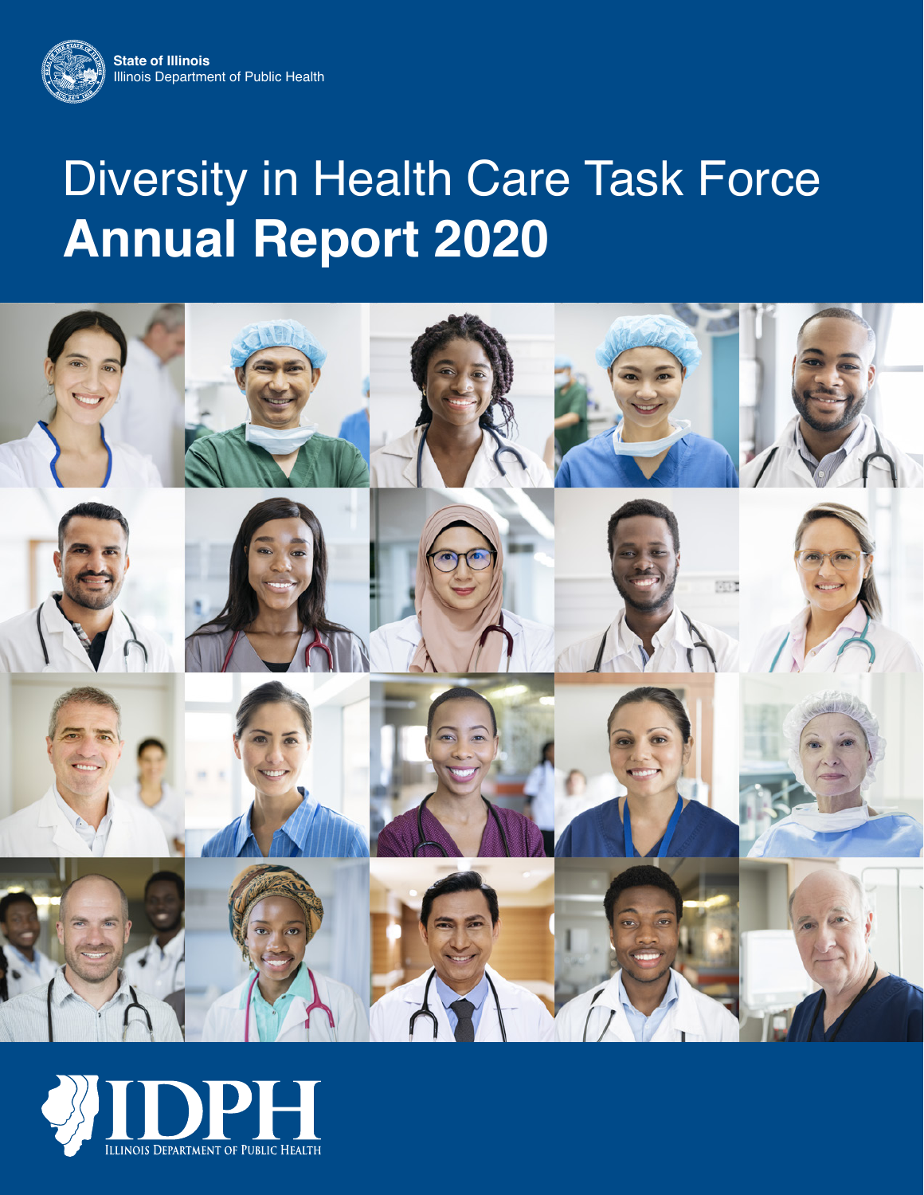State of Illinois
Illinois Department of Public Health

# Diversity in Health Care Task Force **Annual Report 2020**

IDPH
Illinois Department of Public Health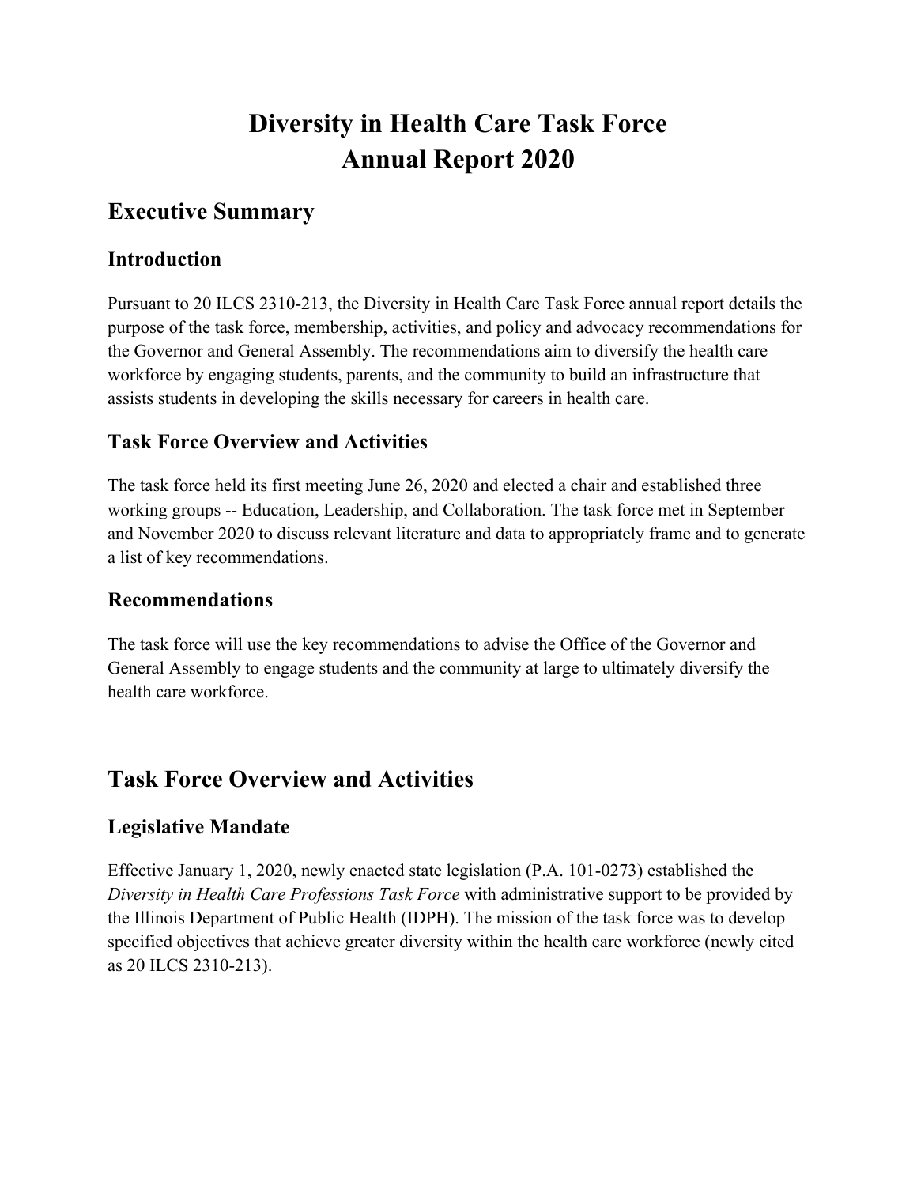# Diversity in Health Care Task Force
# Annual Report 2020

## Executive Summary

### Introduction

Pursuant to 20 ILCS 2310-213, the Diversity in Health Care Task Force annual report details the purpose of the task force, membership, activities, and policy and advocacy recommendations for the Governor and General Assembly. The recommendations aim to diversify the health care workforce by engaging students, parents, and the community to build an infrastructure that assists students in developing the skills necessary for careers in health care.

### Task Force Overview and Activities

The task force held its first meeting June 26, 2020 and elected a chair and established three working groups -- Education, Leadership, and Collaboration. The task force met in September and November 2020 to discuss relevant literature and data to appropriately frame and to generate a list of key recommendations.

### Recommendations

The task force will use the key recommendations to advise the Office of the Governor and General Assembly to engage students and the community at large to ultimately diversify the health care workforce.

## Task Force Overview and Activities

### Legislative Mandate

Effective January 1, 2020, newly enacted state legislation (P.A. 101-0273) established the *Diversity in Health Care Professions Task Force* with administrative support to be provided by the Illinois Department of Public Health (IDPH). The mission of the task force was to develop specified objectives that achieve greater diversity within the health care workforce (newly cited as 20 ILCS 2310-213).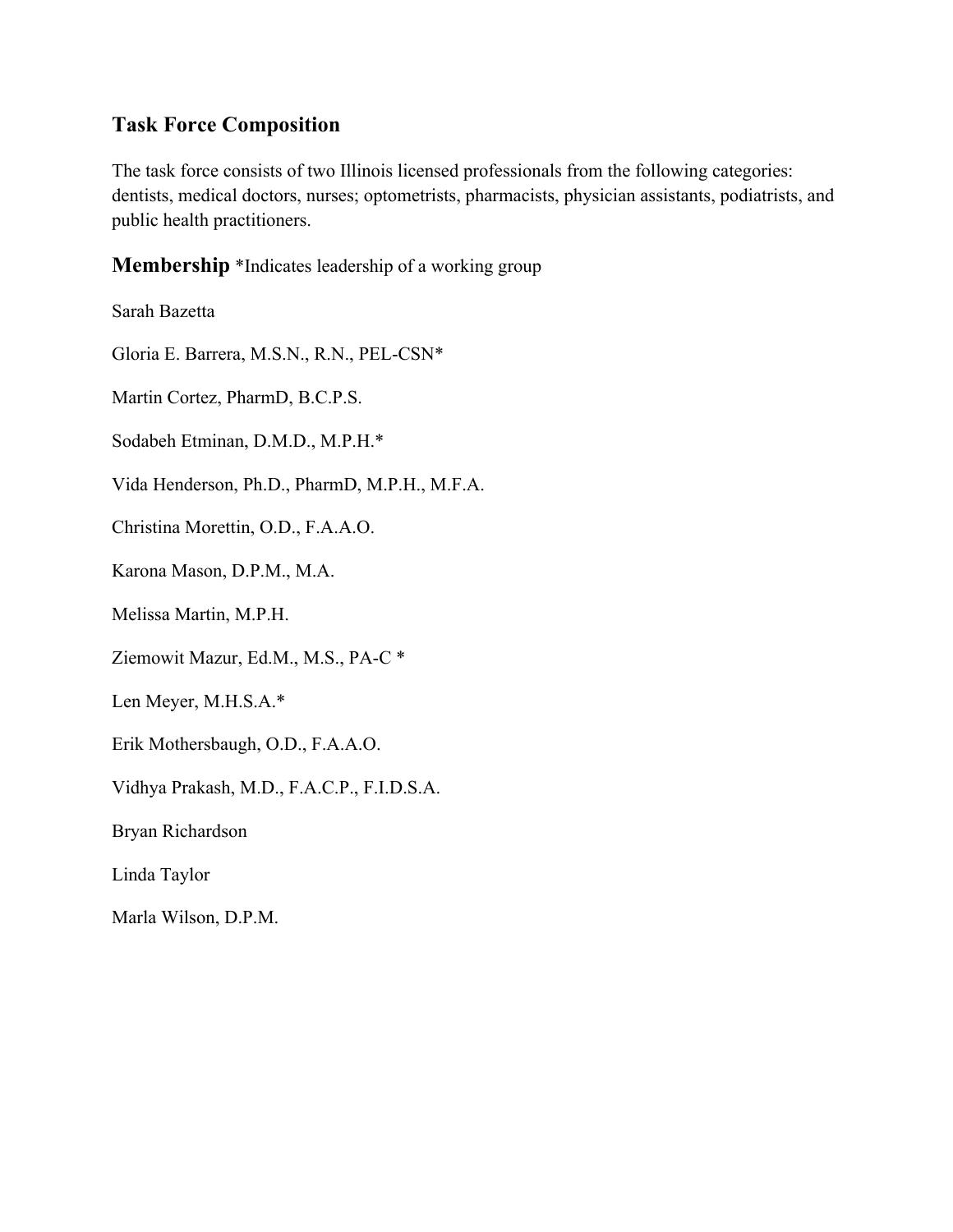## Task Force Composition

The task force consists of two Illinois licensed professionals from the following categories: dentists, medical doctors, nurses; optometrists, pharmacists, physician assistants, podiatrists, and public health practitioners.

## Membership *Indicates leadership of a working group

Sarah Bazetta

Gloria E. Barrera, M.S.N., R.N., PEL-CSN*

Martin Cortez, PharmD, B.C.P.S.

Sodabeh Etminan, D.M.D., M.P.H.*

Vida Henderson, Ph.D., PharmD, M.P.H., M.F.A.

Christina Morettin, O.D., F.A.A.O.

Karona Mason, D.P.M., M.A.

Melissa Martin, M.P.H.

Ziemowit Mazur, Ed.M., M.S., PA-C *

Len Meyer, M.H.S.A.*

Erik Mothersbaugh, O.D., F.A.A.O.

Vidhya Prakash, M.D., F.A.C.P., F.I.D.S.A.

Bryan Richardson

Linda Taylor

Marla Wilson, D.P.M.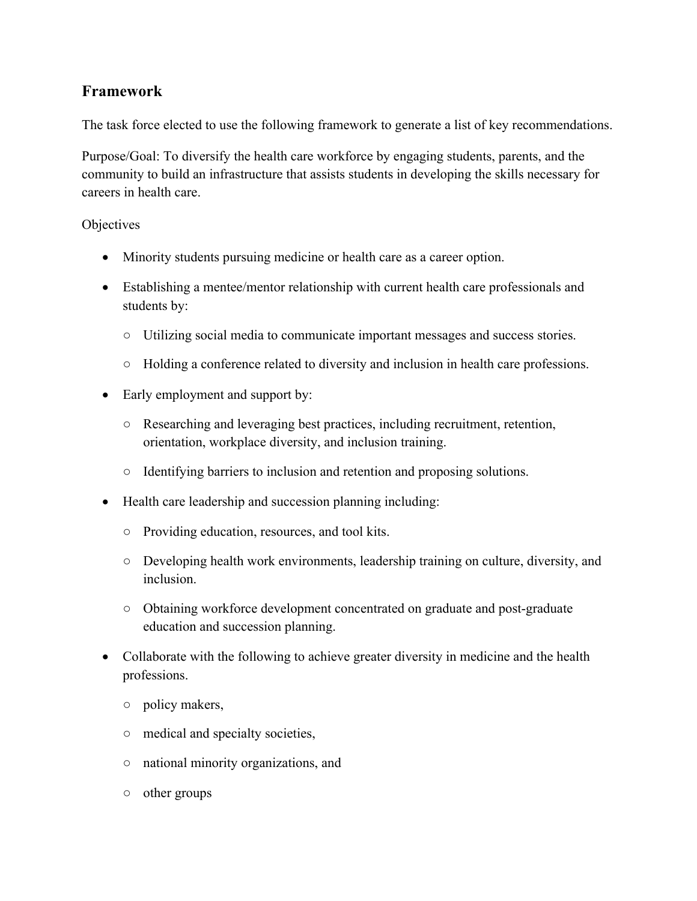## Framework

The task force elected to use the following framework to generate a list of key recommendations.

Purpose/Goal: To diversify the health care workforce by engaging students, parents, and the community to build an infrastructure that assists students in developing the skills necessary for careers in health care.

Objectives

- Minority students pursuing medicine or health care as a career option.
- Establishing a mentee/mentor relationship with current health care professionals and students by:
  - Utilizing social media to communicate important messages and success stories.
  - Holding a conference related to diversity and inclusion in health care professions.
- Early employment and support by:
  - Researching and leveraging best practices, including recruitment, retention, orientation, workplace diversity, and inclusion training.
  - Identifying barriers to inclusion and retention and proposing solutions.
- Health care leadership and succession planning including:
  - Providing education, resources, and tool kits.
  - Developing health work environments, leadership training on culture, diversity, and inclusion.
  - Obtaining workforce development concentrated on graduate and post-graduate education and succession planning.
- Collaborate with the following to achieve greater diversity in medicine and the health professions.
  - policy makers,
  - medical and specialty societies,
  - national minority organizations, and
  - other groups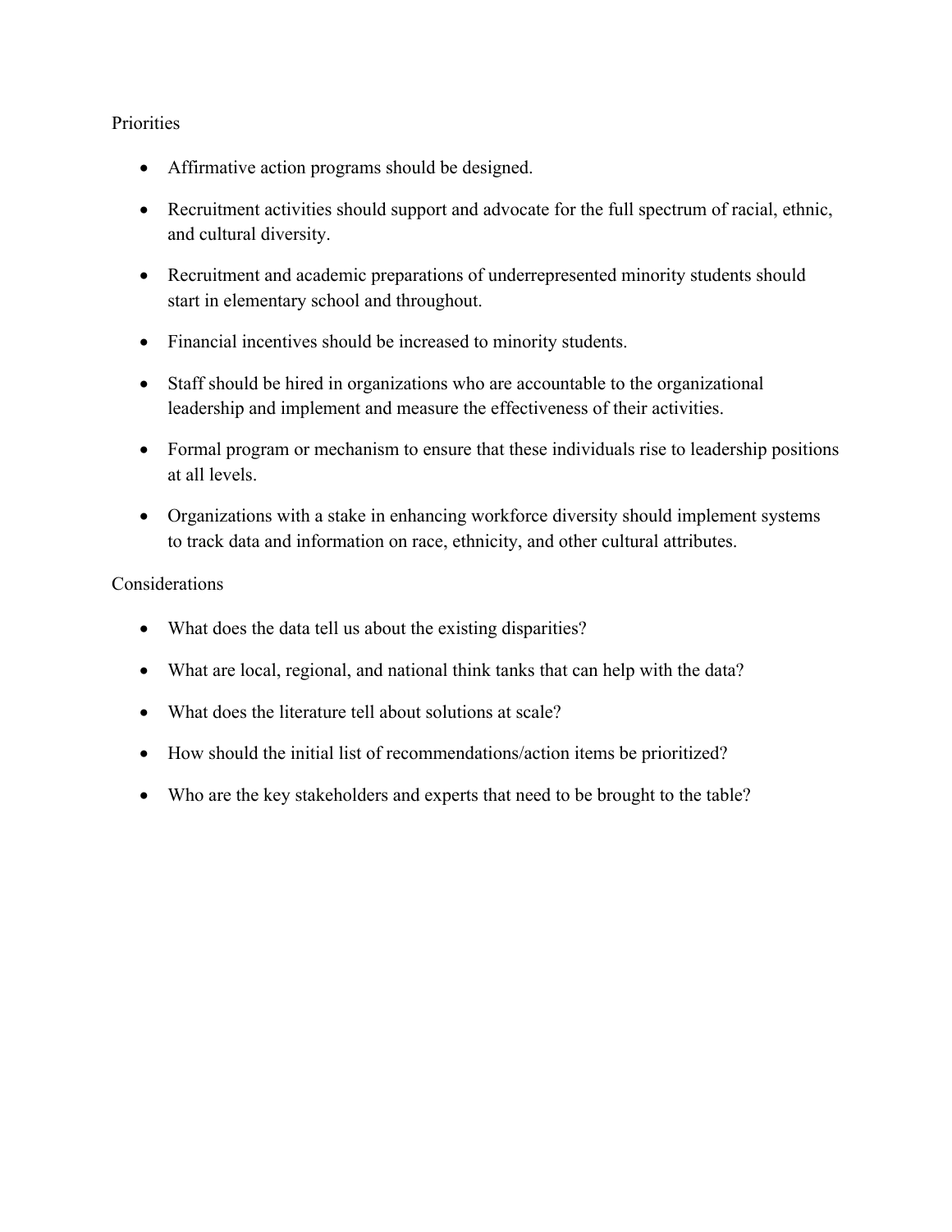Priorities

- Affirmative action programs should be designed.
- Recruitment activities should support and advocate for the full spectrum of racial, ethnic, and cultural diversity.
- Recruitment and academic preparations of underrepresented minority students should start in elementary school and throughout.
- Financial incentives should be increased to minority students.
- Staff should be hired in organizations who are accountable to the organizational leadership and implement and measure the effectiveness of their activities.
- Formal program or mechanism to ensure that these individuals rise to leadership positions at all levels.
- Organizations with a stake in enhancing workforce diversity should implement systems to track data and information on race, ethnicity, and other cultural attributes.

Considerations

- What does the data tell us about the existing disparities?
- What are local, regional, and national think tanks that can help with the data?
- What does the literature tell about solutions at scale?
- How should the initial list of recommendations/action items be prioritized?
- Who are the key stakeholders and experts that need to be brought to the table?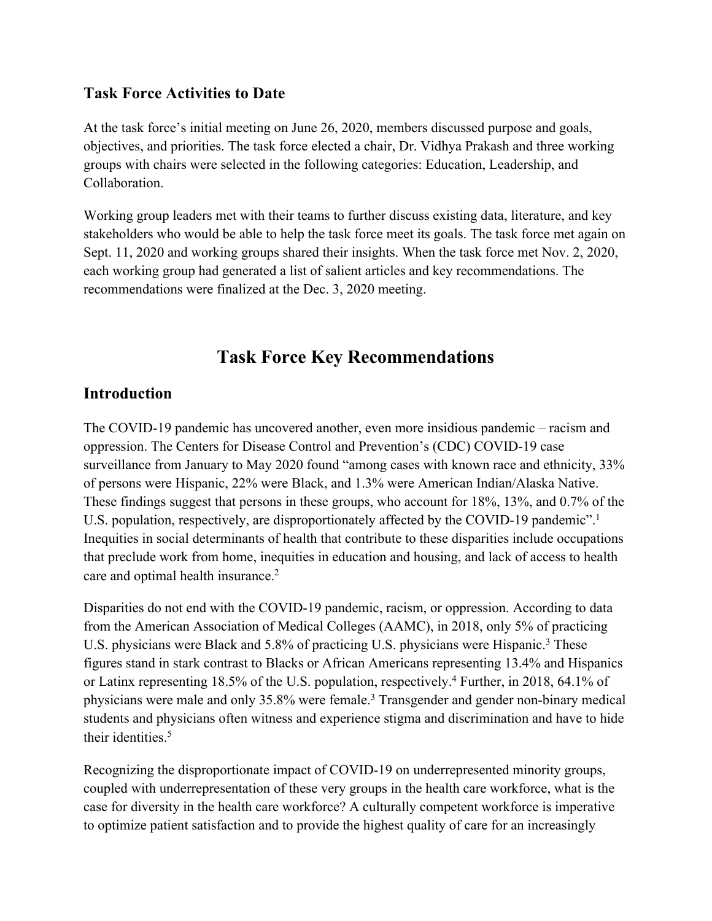## Task Force Activities to Date

At the task force's initial meeting on June 26, 2020, members discussed purpose and goals, objectives, and priorities. The task force elected a chair, Dr. Vidhya Prakash and three working groups with chairs were selected in the following categories: Education, Leadership, and Collaboration.

Working group leaders met with their teams to further discuss existing data, literature, and key stakeholders who would be able to help the task force meet its goals. The task force met again on Sept. 11, 2020 and working groups shared their insights. When the task force met Nov. 2, 2020, each working group had generated a list of salient articles and key recommendations. The recommendations were finalized at the Dec. 3, 2020 meeting.

# Task Force Key Recommendations

## Introduction

The COVID-19 pandemic has uncovered another, even more insidious pandemic – racism and oppression. The Centers for Disease Control and Prevention's (CDC) COVID-19 case surveillance from January to May 2020 found "among cases with known race and ethnicity, 33% of persons were Hispanic, 22% were Black, and 1.3% were American Indian/Alaska Native. These findings suggest that persons in these groups, who account for 18%, 13%, and 0.7% of the U.S. population, respectively, are disproportionately affected by the COVID-19 pandemic".[1] Inequities in social determinants of health that contribute to these disparities include occupations that preclude work from home, inequities in education and housing, and lack of access to health care and optimal health insurance.[2]

Disparities do not end with the COVID-19 pandemic, racism, or oppression. According to data from the American Association of Medical Colleges (AAMC), in 2018, only 5% of practicing U.S. physicians were Black and 5.8% of practicing U.S. physicians were Hispanic.[3] These figures stand in stark contrast to Blacks or African Americans representing 13.4% and Hispanics or Latinx representing 18.5% of the U.S. population, respectively.[4] Further, in 2018, 64.1% of physicians were male and only 35.8% were female.[3] Transgender and gender non-binary medical students and physicians often witness and experience stigma and discrimination and have to hide their identities.[5]

Recognizing the disproportionate impact of COVID-19 on underrepresented minority groups, coupled with underrepresentation of these very groups in the health care workforce, what is the case for diversity in the health care workforce? A culturally competent workforce is imperative to optimize patient satisfaction and to provide the highest quality of care for an increasingly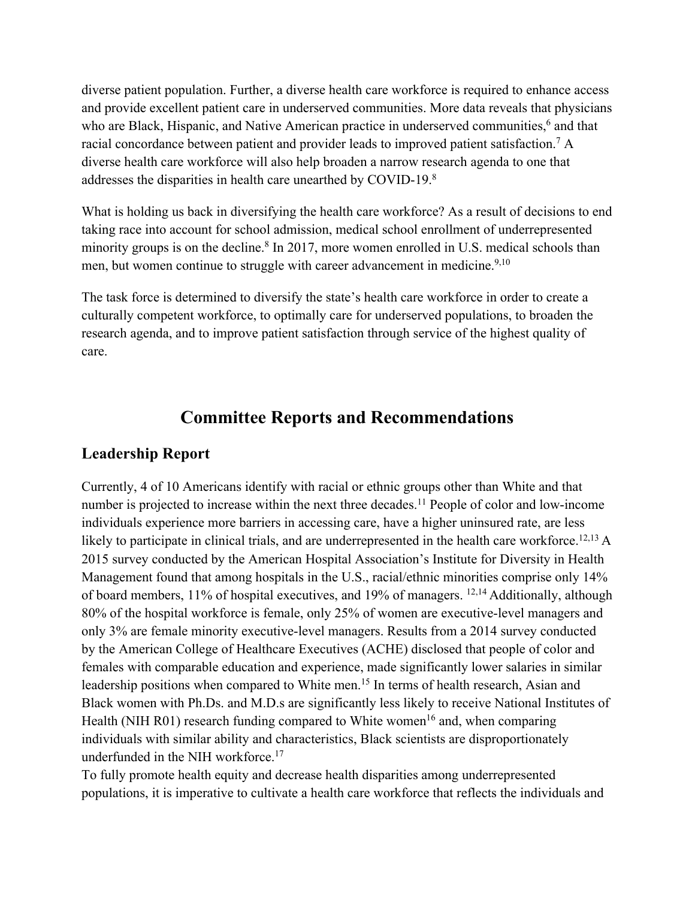diverse patient population. Further, a diverse health care workforce is required to enhance access and provide excellent patient care in underserved communities. More data reveals that physicians who are Black, Hispanic, and Native American practice in underserved communities,[6] and that racial concordance between patient and provider leads to improved patient satisfaction.[7] A diverse health care workforce will also help broaden a narrow research agenda to one that addresses the disparities in health care unearthed by COVID-19.[8]

What is holding us back in diversifying the health care workforce? As a result of decisions to end taking race into account for school admission, medical school enrollment of underrepresented minority groups is on the decline.[8] In 2017, more women enrolled in U.S. medical schools than men, but women continue to struggle with career advancement in medicine.[9,10]

The task force is determined to diversify the state's health care workforce in order to create a culturally competent workforce, to optimally care for underserved populations, to broaden the research agenda, and to improve patient satisfaction through service of the highest quality of care.

# Committee Reports and Recommendations

## Leadership Report

Currently, 4 of 10 Americans identify with racial or ethnic groups other than White and that number is projected to increase within the next three decades.[11] People of color and low-income individuals experience more barriers in accessing care, have a higher uninsured rate, are less likely to participate in clinical trials, and are underrepresented in the health care workforce.[12,13] A 2015 survey conducted by the American Hospital Association's Institute for Diversity in Health Management found that among hospitals in the U.S., racial/ethnic minorities comprise only 14% of board members, 11% of hospital executives, and 19% of managers. [12,14] Additionally, although 80% of the hospital workforce is female, only 25% of women are executive-level managers and only 3% are female minority executive-level managers. Results from a 2014 survey conducted by the American College of Healthcare Executives (ACHE) disclosed that people of color and females with comparable education and experience, made significantly lower salaries in similar leadership positions when compared to White men.[15] In terms of health research, Asian and Black women with Ph.Ds. and M.D.s are significantly less likely to receive National Institutes of Health (NIH R01) research funding compared to White women[16] and, when comparing individuals with similar ability and characteristics, Black scientists are disproportionately underfunded in the NIH workforce.[17]

To fully promote health equity and decrease health disparities among underrepresented populations, it is imperative to cultivate a health care workforce that reflects the individuals and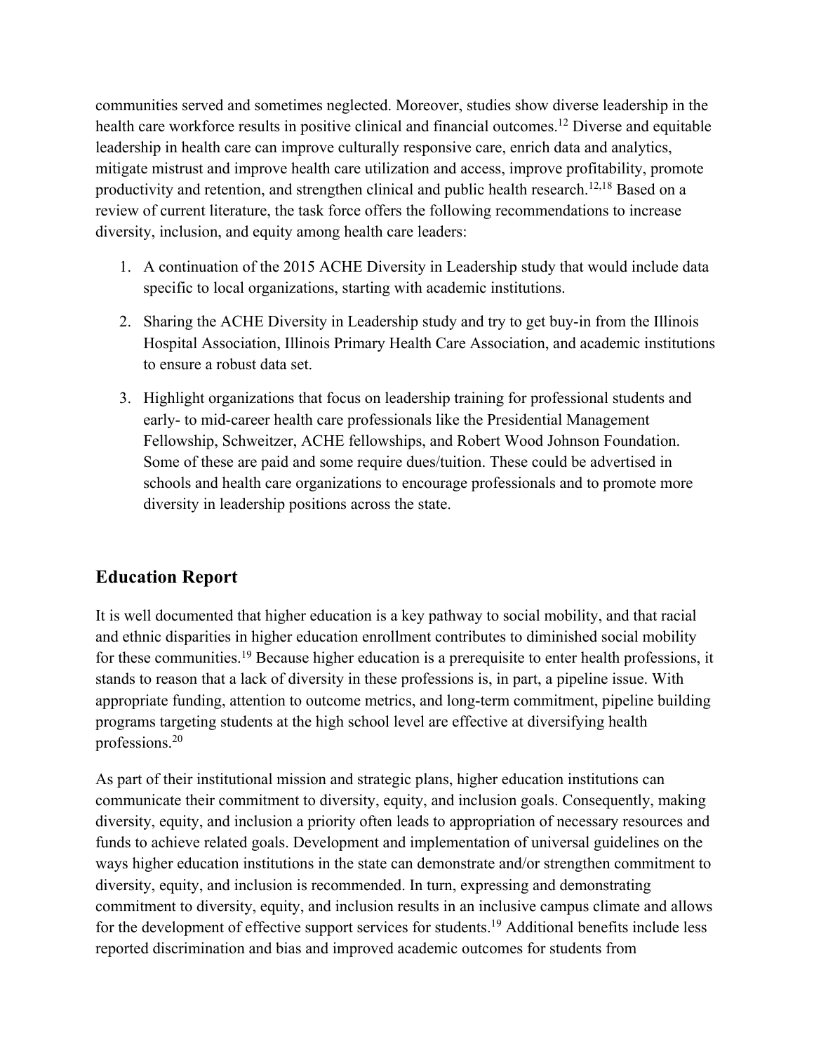communities served and sometimes neglected. Moreover, studies show diverse leadership in the health care workforce results in positive clinical and financial outcomes.[12] Diverse and equitable leadership in health care can improve culturally responsive care, enrich data and analytics, mitigate mistrust and improve health care utilization and access, improve profitability, promote productivity and retention, and strengthen clinical and public health research.[12,18] Based on a review of current literature, the task force offers the following recommendations to increase diversity, inclusion, and equity among health care leaders:

1. A continuation of the 2015 ACHE Diversity in Leadership study that would include data specific to local organizations, starting with academic institutions.
2. Sharing the ACHE Diversity in Leadership study and try to get buy-in from the Illinois Hospital Association, Illinois Primary Health Care Association, and academic institutions to ensure a robust data set.
3. Highlight organizations that focus on leadership training for professional students and early- to mid-career health care professionals like the Presidential Management Fellowship, Schweitzer, ACHE fellowships, and Robert Wood Johnson Foundation. Some of these are paid and some require dues/tuition. These could be advertised in schools and health care organizations to encourage professionals and to promote more diversity in leadership positions across the state.

## Education Report

It is well documented that higher education is a key pathway to social mobility, and that racial and ethnic disparities in higher education enrollment contributes to diminished social mobility for these communities.[19] Because higher education is a prerequisite to enter health professions, it stands to reason that a lack of diversity in these professions is, in part, a pipeline issue. With appropriate funding, attention to outcome metrics, and long-term commitment, pipeline building programs targeting students at the high school level are effective at diversifying health professions.[20]

As part of their institutional mission and strategic plans, higher education institutions can communicate their commitment to diversity, equity, and inclusion goals. Consequently, making diversity, equity, and inclusion a priority often leads to appropriation of necessary resources and funds to achieve related goals. Development and implementation of universal guidelines on the ways higher education institutions in the state can demonstrate and/or strengthen commitment to diversity, equity, and inclusion is recommended. In turn, expressing and demonstrating commitment to diversity, equity, and inclusion results in an inclusive campus climate and allows for the development of effective support services for students.[19] Additional benefits include less reported discrimination and bias and improved academic outcomes for students from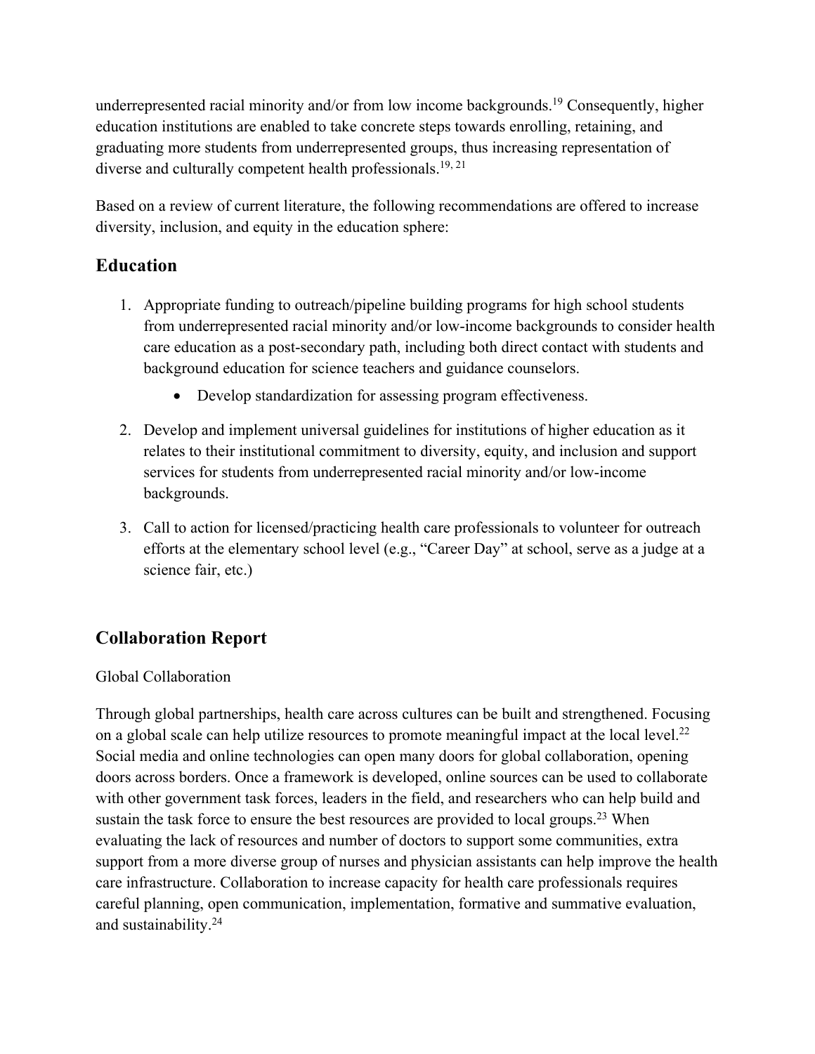underrepresented racial minority and/or from low income backgrounds.[19] Consequently, higher education institutions are enabled to take concrete steps towards enrolling, retaining, and graduating more students from underrepresented groups, thus increasing representation of diverse and culturally competent health professionals.[19, 21]

Based on a review of current literature, the following recommendations are offered to increase diversity, inclusion, and equity in the education sphere:

## Education

1. Appropriate funding to outreach/pipeline building programs for high school students from underrepresented racial minority and/or low-income backgrounds to consider health care education as a post-secondary path, including both direct contact with students and background education for science teachers and guidance counselors.
    - Develop standardization for assessing program effectiveness.
2. Develop and implement universal guidelines for institutions of higher education as it relates to their institutional commitment to diversity, equity, and inclusion and support services for students from underrepresented racial minority and/or low-income backgrounds.
3. Call to action for licensed/practicing health care professionals to volunteer for outreach efforts at the elementary school level (e.g., "Career Day" at school, serve as a judge at a science fair, etc.)

## Collaboration Report

Global Collaboration

Through global partnerships, health care across cultures can be built and strengthened. Focusing on a global scale can help utilize resources to promote meaningful impact at the local level.[22] Social media and online technologies can open many doors for global collaboration, opening doors across borders. Once a framework is developed, online sources can be used to collaborate with other government task forces, leaders in the field, and researchers who can help build and sustain the task force to ensure the best resources are provided to local groups.[23] When evaluating the lack of resources and number of doctors to support some communities, extra support from a more diverse group of nurses and physician assistants can help improve the health care infrastructure. Collaboration to increase capacity for health care professionals requires careful planning, open communication, implementation, formative and summative evaluation, and sustainability.[24]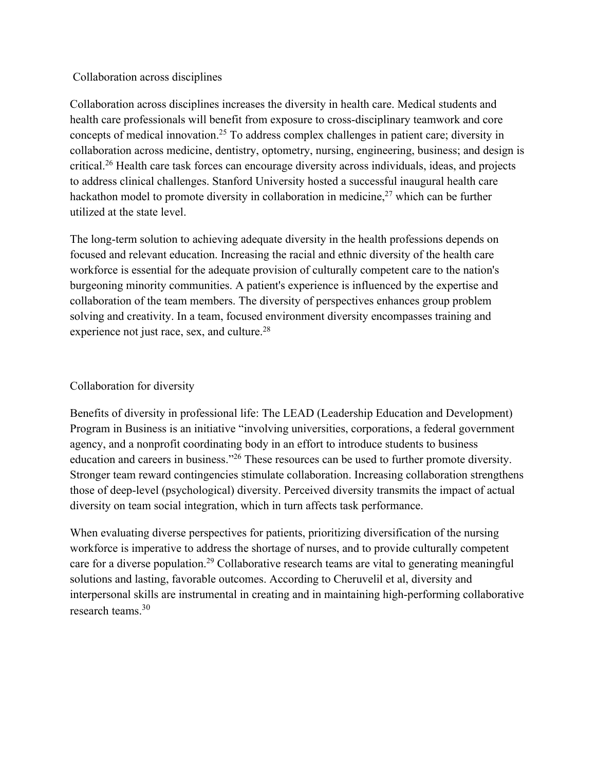## Collaboration across disciplines

Collaboration across disciplines increases the diversity in health care. Medical students and health care professionals will benefit from exposure to cross-disciplinary teamwork and core concepts of medical innovation.[25] To address complex challenges in patient care; diversity in collaboration across medicine, dentistry, optometry, nursing, engineering, business; and design is critical.[26] Health care task forces can encourage diversity across individuals, ideas, and projects to address clinical challenges. Stanford University hosted a successful inaugural health care hackathon model to promote diversity in collaboration in medicine,[27] which can be further utilized at the state level.

The long-term solution to achieving adequate diversity in the health professions depends on focused and relevant education. Increasing the racial and ethnic diversity of the health care workforce is essential for the adequate provision of culturally competent care to the nation's burgeoning minority communities. A patient's experience is influenced by the expertise and collaboration of the team members. The diversity of perspectives enhances group problem solving and creativity. In a team, focused environment diversity encompasses training and experience not just race, sex, and culture.[28]

## Collaboration for diversity

Benefits of diversity in professional life: The LEAD (Leadership Education and Development) Program in Business is an initiative "involving universities, corporations, a federal government agency, and a nonprofit coordinating body in an effort to introduce students to business education and careers in business."[26] These resources can be used to further promote diversity. Stronger team reward contingencies stimulate collaboration. Increasing collaboration strengthens those of deep-level (psychological) diversity. Perceived diversity transmits the impact of actual diversity on team social integration, which in turn affects task performance.

When evaluating diverse perspectives for patients, prioritizing diversification of the nursing workforce is imperative to address the shortage of nurses, and to provide culturally competent care for a diverse population.[29] Collaborative research teams are vital to generating meaningful solutions and lasting, favorable outcomes. According to Cheruvelil et al, diversity and interpersonal skills are instrumental in creating and in maintaining high-performing collaborative research teams.[30]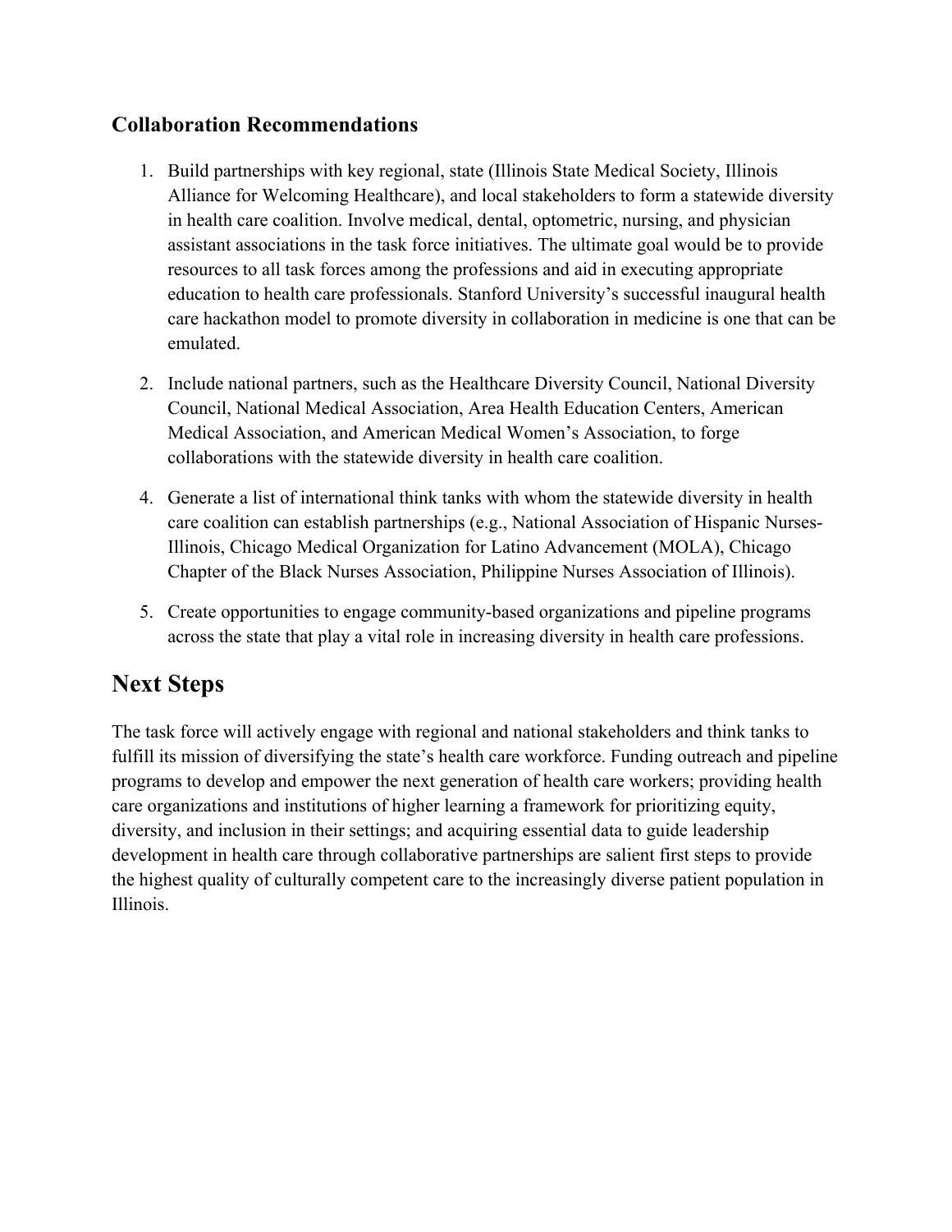### Collaboration Recommendations

1. Build partnerships with key regional, state (Illinois State Medical Society, Illinois Alliance for Welcoming Healthcare), and local stakeholders to form a statewide diversity in health care coalition. Involve medical, dental, optometric, nursing, and physician assistant associations in the task force initiatives. The ultimate goal would be to provide resources to all task forces among the professions and aid in executing appropriate education to health care professionals. Stanford University's successful inaugural health care hackathon model to promote diversity in collaboration in medicine is one that can be emulated.

2. Include national partners, such as the Healthcare Diversity Council, National Diversity Council, National Medical Association, Area Health Education Centers, American Medical Association, and American Medical Women's Association, to forge collaborations with the statewide diversity in health care coalition.

4. Generate a list of international think tanks with whom the statewide diversity in health care coalition can establish partnerships (e.g., National Association of Hispanic Nurses-Illinois, Chicago Medical Organization for Latino Advancement (MOLA), Chicago Chapter of the Black Nurses Association, Philippine Nurses Association of Illinois).

5. Create opportunities to engage community-based organizations and pipeline programs across the state that play a vital role in increasing diversity in health care professions.

## Next Steps

The task force will actively engage with regional and national stakeholders and think tanks to fulfill its mission of diversifying the state's health care workforce. Funding outreach and pipeline programs to develop and empower the next generation of health care workers; providing health care organizations and institutions of higher learning a framework for prioritizing equity, diversity, and inclusion in their settings; and acquiring essential data to guide leadership development in health care through collaborative partnerships are salient first steps to provide the highest quality of culturally competent care to the increasingly diverse patient population in Illinois.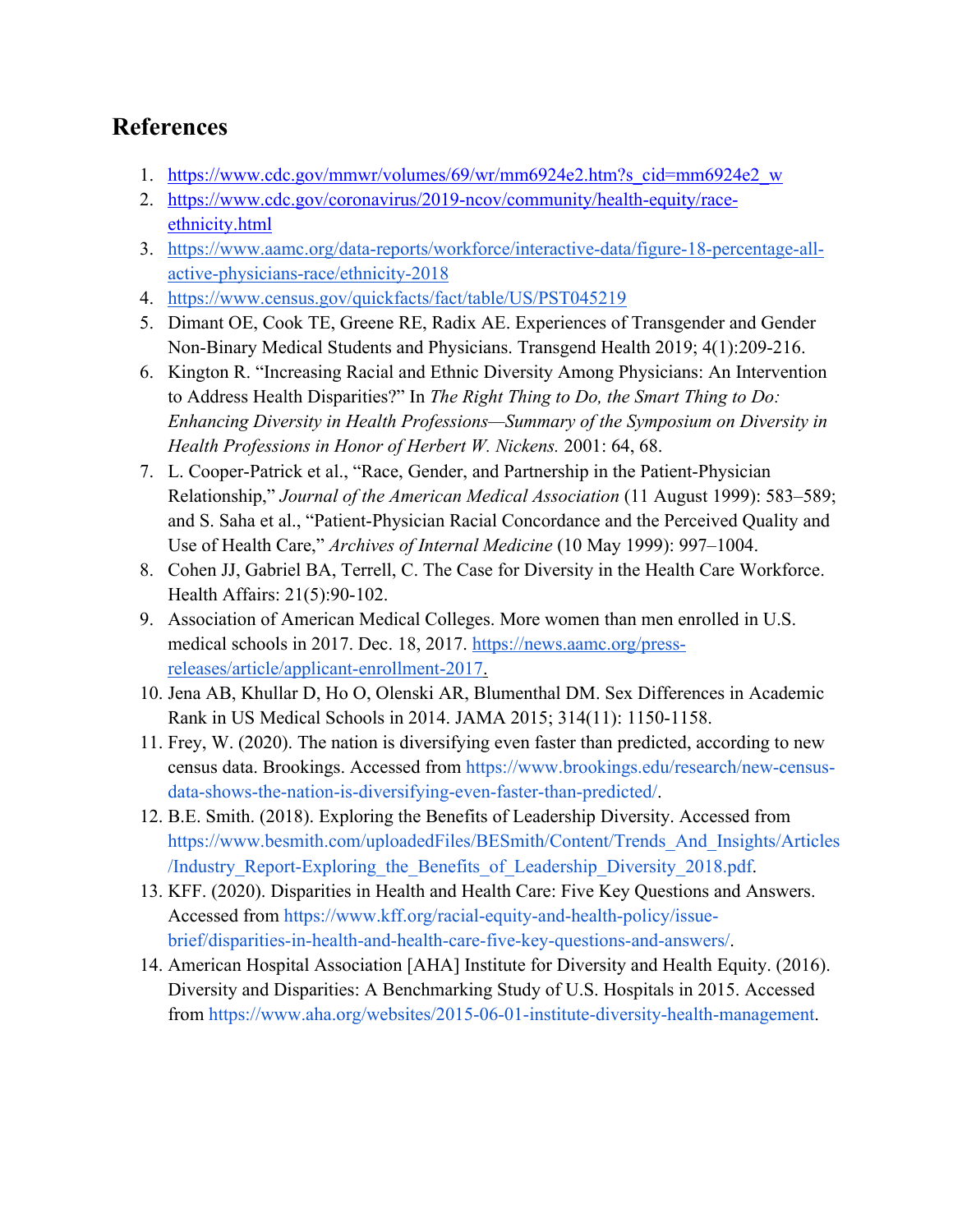## References

1. https://www.cdc.gov/mmwr/volumes/69/wr/mm6924e2.htm?s_cid=mm6924e2_w
2. https://www.cdc.gov/coronavirus/2019-ncov/community/health-equity/race-ethnicity.html
3. https://www.aamc.org/data-reports/workforce/interactive-data/figure-18-percentage-all-active-physicians-race/ethnicity-2018
4. https://www.census.gov/quickfacts/fact/table/US/PST045219
5. Dimant OE, Cook TE, Greene RE, Radix AE. Experiences of Transgender and Gender Non-Binary Medical Students and Physicians. Transgend Health 2019; 4(1):209-216.
6. Kington R. "Increasing Racial and Ethnic Diversity Among Physicians: An Intervention to Address Health Disparities?" In *The Right Thing to Do, the Smart Thing to Do: Enhancing Diversity in Health Professions—Summary of the Symposium on Diversity in Health Professions in Honor of Herbert W. Nickens.* 2001: 64, 68.
7. L. Cooper-Patrick et al., "Race, Gender, and Partnership in the Patient-Physician Relationship," *Journal of the American Medical Association* (11 August 1999): 583–589; and S. Saha et al., "Patient-Physician Racial Concordance and the Perceived Quality and Use of Health Care," *Archives of Internal Medicine* (10 May 1999): 997–1004.
8. Cohen JJ, Gabriel BA, Terrell, C. The Case for Diversity in the Health Care Workforce. Health Affairs: 21(5):90-102.
9. Association of American Medical Colleges. More women than men enrolled in U.S. medical schools in 2017. Dec. 18, 2017. https://news.aamc.org/press-releases/article/applicant-enrollment-2017.
10. Jena AB, Khullar D, Ho O, Olenski AR, Blumenthal DM. Sex Differences in Academic Rank in US Medical Schools in 2014. JAMA 2015; 314(11): 1150-1158.
11. Frey, W. (2020). The nation is diversifying even faster than predicted, according to new census data. Brookings. Accessed from https://www.brookings.edu/research/new-census-data-shows-the-nation-is-diversifying-even-faster-than-predicted/.
12. B.E. Smith. (2018). Exploring the Benefits of Leadership Diversity. Accessed from https://www.besmith.com/uploadedFiles/BESmith/Content/Trends_And_Insights/Articles/Industry_Report-Exploring_the_Benefits_of_Leadership_Diversity_2018.pdf.
13. KFF. (2020). Disparities in Health and Health Care: Five Key Questions and Answers. Accessed from https://www.kff.org/racial-equity-and-health-policy/issue-brief/disparities-in-health-and-health-care-five-key-questions-and-answers/.
14. American Hospital Association [AHA] Institute for Diversity and Health Equity. (2016). Diversity and Disparities: A Benchmarking Study of U.S. Hospitals in 2015. Accessed from https://www.aha.org/websites/2015-06-01-institute-diversity-health-management.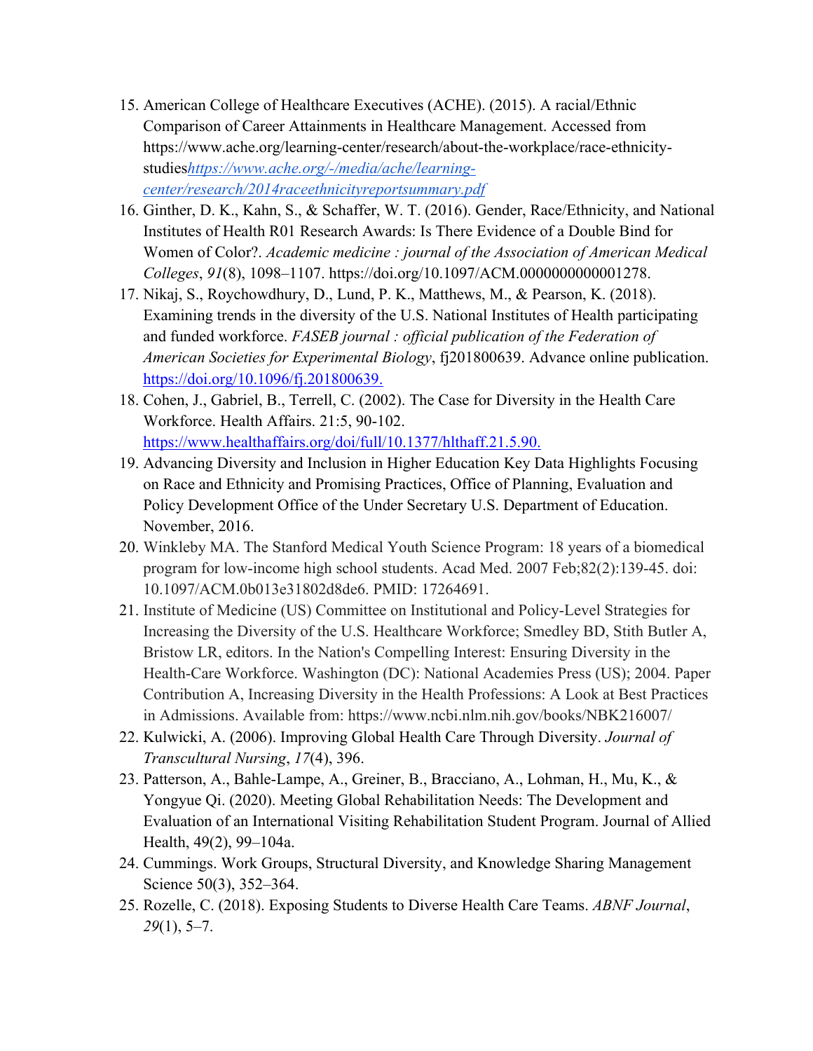15. American College of Healthcare Executives (ACHE). (2015). A racial/Ethnic Comparison of Career Attainments in Healthcare Management. Accessed from https://www.ache.org/learning-center/research/about-the-workplace/race-ethnicity-studies*https://www.ache.org/-/media/ache/learning-center/research/2014raceethnicityreportsummary.pdf*
16. Ginther, D. K., Kahn, S., & Schaffer, W. T. (2016). Gender, Race/Ethnicity, and National Institutes of Health R01 Research Awards: Is There Evidence of a Double Bind for Women of Color?. *Academic medicine : journal of the Association of American Medical Colleges*, *91*(8), 1098–1107. https://doi.org/10.1097/ACM.0000000000001278.
17. Nikaj, S., Roychowdhury, D., Lund, P. K., Matthews, M., & Pearson, K. (2018). Examining trends in the diversity of the U.S. National Institutes of Health participating and funded workforce. *FASEB journal : official publication of the Federation of American Societies for Experimental Biology*, fj201800639. Advance online publication. https://doi.org/10.1096/fj.201800639.
18. Cohen, J., Gabriel, B., Terrell, C. (2002). The Case for Diversity in the Health Care Workforce. Health Affairs. 21:5, 90-102. https://www.healthaffairs.org/doi/full/10.1377/hlthaff.21.5.90.
19. Advancing Diversity and Inclusion in Higher Education Key Data Highlights Focusing on Race and Ethnicity and Promising Practices, Office of Planning, Evaluation and Policy Development Office of the Under Secretary U.S. Department of Education. November, 2016.
20. Winkleby MA. The Stanford Medical Youth Science Program: 18 years of a biomedical program for low-income high school students. Acad Med. 2007 Feb;82(2):139-45. doi: 10.1097/ACM.0b013e31802d8de6. PMID: 17264691.
21. Institute of Medicine (US) Committee on Institutional and Policy-Level Strategies for Increasing the Diversity of the U.S. Healthcare Workforce; Smedley BD, Stith Butler A, Bristow LR, editors. In the Nation's Compelling Interest: Ensuring Diversity in the Health-Care Workforce. Washington (DC): National Academies Press (US); 2004. Paper Contribution A, Increasing Diversity in the Health Professions: A Look at Best Practices in Admissions. Available from: https://www.ncbi.nlm.nih.gov/books/NBK216007/
22. Kulwicki, A. (2006). Improving Global Health Care Through Diversity. *Journal of Transcultural Nursing*, *17*(4), 396.
23. Patterson, A., Bahle-Lampe, A., Greiner, B., Bracciano, A., Lohman, H., Mu, K., & Yongyue Qi. (2020). Meeting Global Rehabilitation Needs: The Development and Evaluation of an International Visiting Rehabilitation Student Program. Journal of Allied Health, 49(2), 99–104a.
24. Cummings. Work Groups, Structural Diversity, and Knowledge Sharing Management Science 50(3), 352–364.
25. Rozelle, C. (2018). Exposing Students to Diverse Health Care Teams. *ABNF Journal*, *29*(1), 5–7.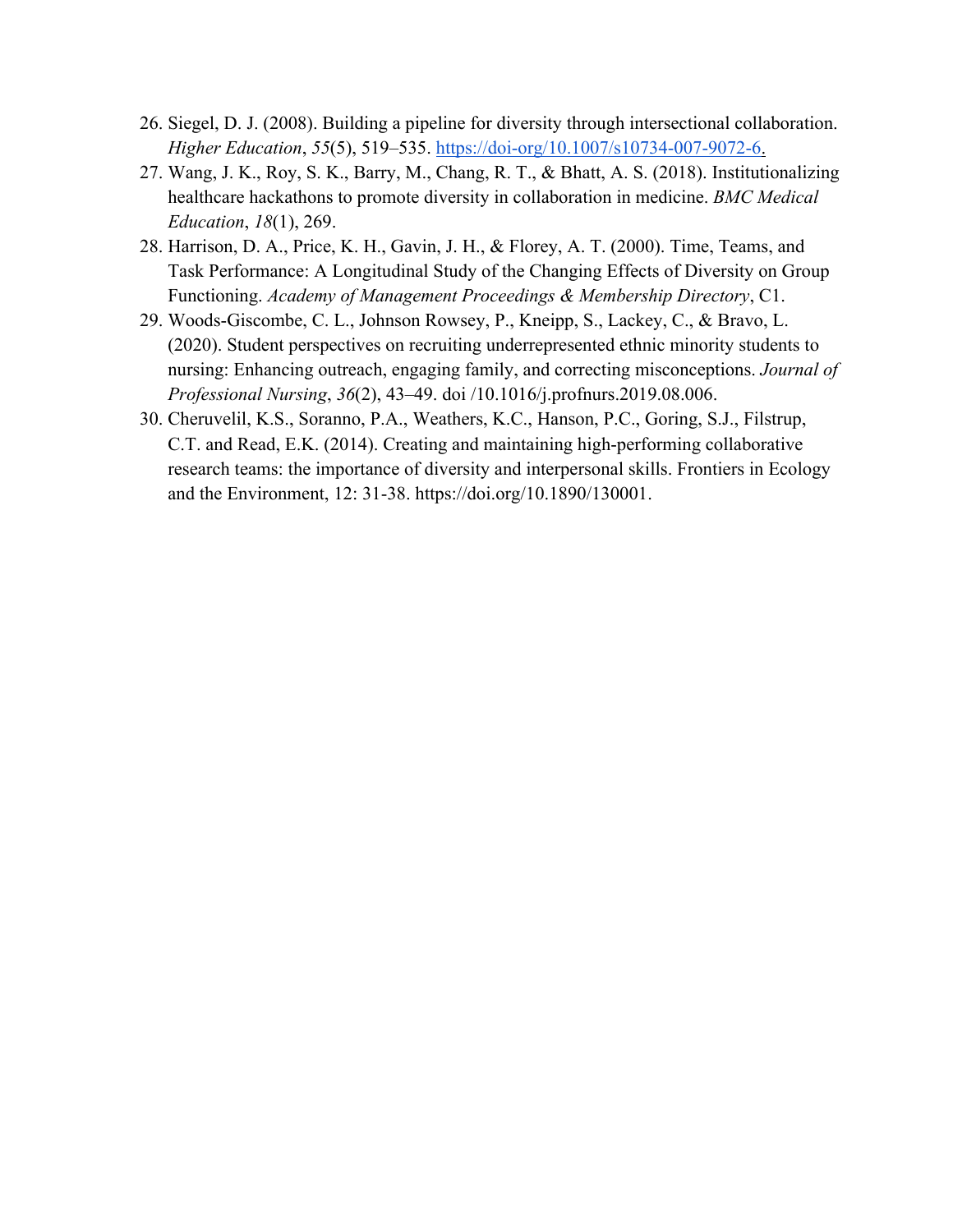26. Siegel, D. J. (2008). Building a pipeline for diversity through intersectional collaboration. *Higher Education*, *55*(5), 519–535. https://doi-org/10.1007/s10734-007-9072-6.
27. Wang, J. K., Roy, S. K., Barry, M., Chang, R. T., & Bhatt, A. S. (2018). Institutionalizing healthcare hackathons to promote diversity in collaboration in medicine. *BMC Medical Education*, *18*(1), 269.
28. Harrison, D. A., Price, K. H., Gavin, J. H., & Florey, A. T. (2000). Time, Teams, and Task Performance: A Longitudinal Study of the Changing Effects of Diversity on Group Functioning. *Academy of Management Proceedings & Membership Directory*, C1.
29. Woods-Giscombe, C. L., Johnson Rowsey, P., Kneipp, S., Lackey, C., & Bravo, L. (2020). Student perspectives on recruiting underrepresented ethnic minority students to nursing: Enhancing outreach, engaging family, and correcting misconceptions. *Journal of Professional Nursing*, *36*(2), 43–49. doi /10.1016/j.profnurs.2019.08.006.
30. Cheruvelil, K.S., Soranno, P.A., Weathers, K.C., Hanson, P.C., Goring, S.J., Filstrup, C.T. and Read, E.K. (2014). Creating and maintaining high-performing collaborative research teams: the importance of diversity and interpersonal skills. Frontiers in Ecology and the Environment, 12: 31-38. https://doi.org/10.1890/130001.